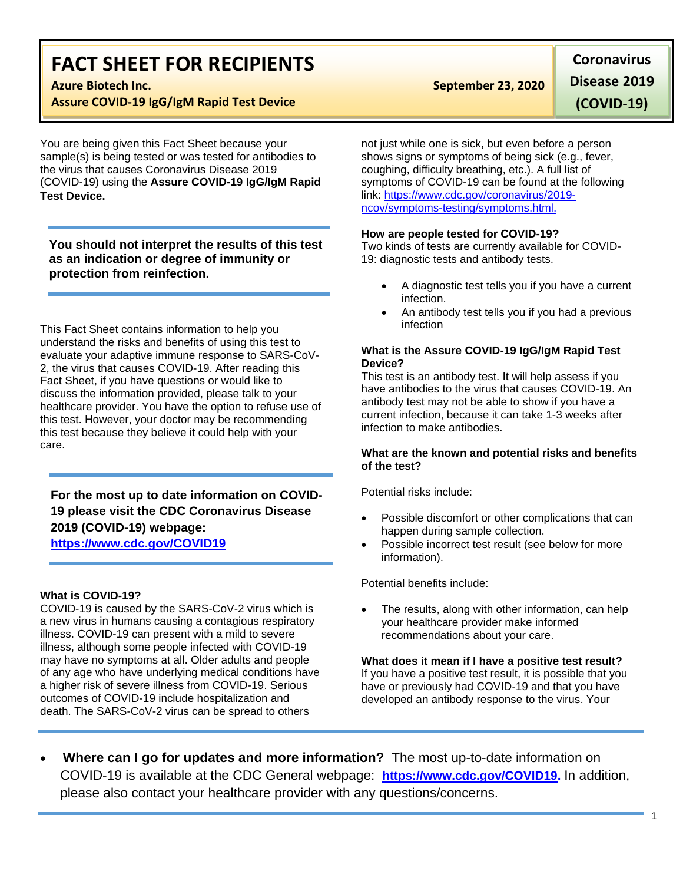# FACT SHEET FOR RECIPIENTS

**Azure Biotech Inc.**

**Assure COVID-19 IgG/IgM Rapid Test Device**

**September 23, 2020**

**Coronavirus Disease 2019 (COVID-19)**

You are being given this Fact Sheet because your sample(s) is being tested or was tested for antibodies to the virus that causes Coronavirus Disease 2019 (COVID-19) using the **Assure COVID-19 IgG/IgM Rapid Test Device.**

**You should not interpret the results of this test as an indication or degree of immunity or protection from reinfection.**

This Fact Sheet contains information to help you understand the risks and benefits of using this test to evaluate your adaptive immune response to SARS-CoV-2, the virus that causes COVID-19. After reading this Fact Sheet, if you have questions or would like to discuss the information provided, please talk to your healthcare provider. You have the option to refuse use of this test. However, your doctor may be recommending this test because they believe it could help with your care.

**For the most up to date information on COVID-19 please visit the CDC Coronavirus Disease 2019 (COVID-19) webpage:**
**https://www.cdc.gov/COVID19**

**What is COVID-19?**
COVID-19 is caused by the SARS-CoV-2 virus which is a new virus in humans causing a contagious respiratory illness. COVID-19 can present with a mild to severe illness, although some people infected with COVID-19 may have no symptoms at all. Older adults and people of any age who have underlying medical conditions have a higher risk of severe illness from COVID-19. Serious outcomes of COVID-19 include hospitalization and death. The SARS-CoV-2 virus can be spread to others not just while one is sick, but even before a person shows signs or symptoms of being sick (e.g., fever, coughing, difficulty breathing, etc.). A full list of symptoms of COVID-19 can be found at the following link: https://www.cdc.gov/coronavirus/2019-ncov/symptoms-testing/symptoms.html.

**How are people tested for COVID-19?**
Two kinds of tests are currently available for COVID-19: diagnostic tests and antibody tests.

- A diagnostic test tells you if you have a current infection.
- An antibody test tells you if you had a previous infection

**What is the Assure COVID-19 IgG/IgM Rapid Test Device?**
This test is an antibody test. It will help assess if you have antibodies to the virus that causes COVID-19. An antibody test may not be able to show if you have a current infection, because it can take 1-3 weeks after infection to make antibodies.

**What are the known and potential risks and benefits of the test?**

Potential risks include:

- Possible discomfort or other complications that can happen during sample collection.
- Possible incorrect test result (see below for more information).

Potential benefits include:

- The results, along with other information, can help your healthcare provider make informed recommendations about your care.

**What does it mean if I have a positive test result?**
If you have a positive test result, it is possible that you have or previously had COVID-19 and that you have developed an antibody response to the virus. Your

- **Where can I go for updates and more information?** The most up-to-date information on COVID-19 is available at the CDC General webpage: **https://www.cdc.gov/COVID19.** In addition, please also contact your healthcare provider with any questions/concerns.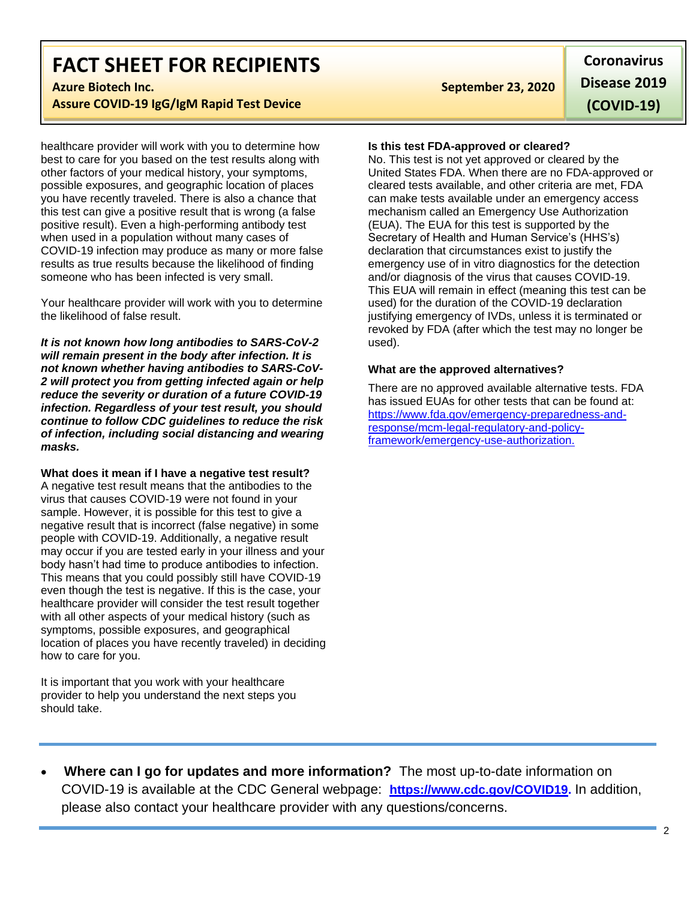healthcare provider will work with you to determine how best to care for you based on the test results along with other factors of your medical history, your symptoms, possible exposures, and geographic location of places you have recently traveled. There is also a chance that this test can give a positive result that is wrong (a false positive result). Even a high-performing antibody test when used in a population without many cases of COVID-19 infection may produce as many or more false results as true results because the likelihood of finding someone who has been infected is very small.

Your healthcare provider will work with you to determine the likelihood of false result.

***It is not known how long antibodies to SARS-CoV-2 will remain present in the body after infection. It is not known whether having antibodies to SARS-CoV-2 will protect you from getting infected again or help reduce the severity or duration of a future COVID-19 infection. Regardless of your test result, you should continue to follow CDC guidelines to reduce the risk of infection, including social distancing and wearing masks.***

**What does it mean if I have a negative test result?**
A negative test result means that the antibodies to the virus that causes COVID-19 were not found in your sample. However, it is possible for this test to give a negative result that is incorrect (false negative) in some people with COVID-19. Additionally, a negative result may occur if you are tested early in your illness and your body hasn't had time to produce antibodies to infection. This means that you could possibly still have COVID-19 even though the test is negative. If this is the case, your healthcare provider will consider the test result together with all other aspects of your medical history (such as symptoms, possible exposures, and geographical location of places you have recently traveled) in deciding how to care for you.

It is important that you work with your healthcare provider to help you understand the next steps you should take.

**Is this test FDA-approved or cleared?**
No. This test is not yet approved or cleared by the United States FDA. When there are no FDA-approved or cleared tests available, and other criteria are met, FDA can make tests available under an emergency access mechanism called an Emergency Use Authorization (EUA). The EUA for this test is supported by the Secretary of Health and Human Service's (HHS's) declaration that circumstances exist to justify the emergency use of in vitro diagnostics for the detection and/or diagnosis of the virus that causes COVID-19. This EUA will remain in effect (meaning this test can be used) for the duration of the COVID-19 declaration justifying emergency of IVDs, unless it is terminated or revoked by FDA (after which the test may no longer be used).

**What are the approved alternatives?**

There are no approved available alternative tests. FDA has issued EUAs for other tests that can be found at: https://www.fda.gov/emergency-preparedness-and-response/mcm-legal-regulatory-and-policy-framework/emergency-use-authorization.

- **Where can I go for updates and more information?** The most up-to-date information on COVID-19 is available at the CDC General webpage: **https://www.cdc.gov/COVID19.** In addition, please also contact your healthcare provider with any questions/concerns.